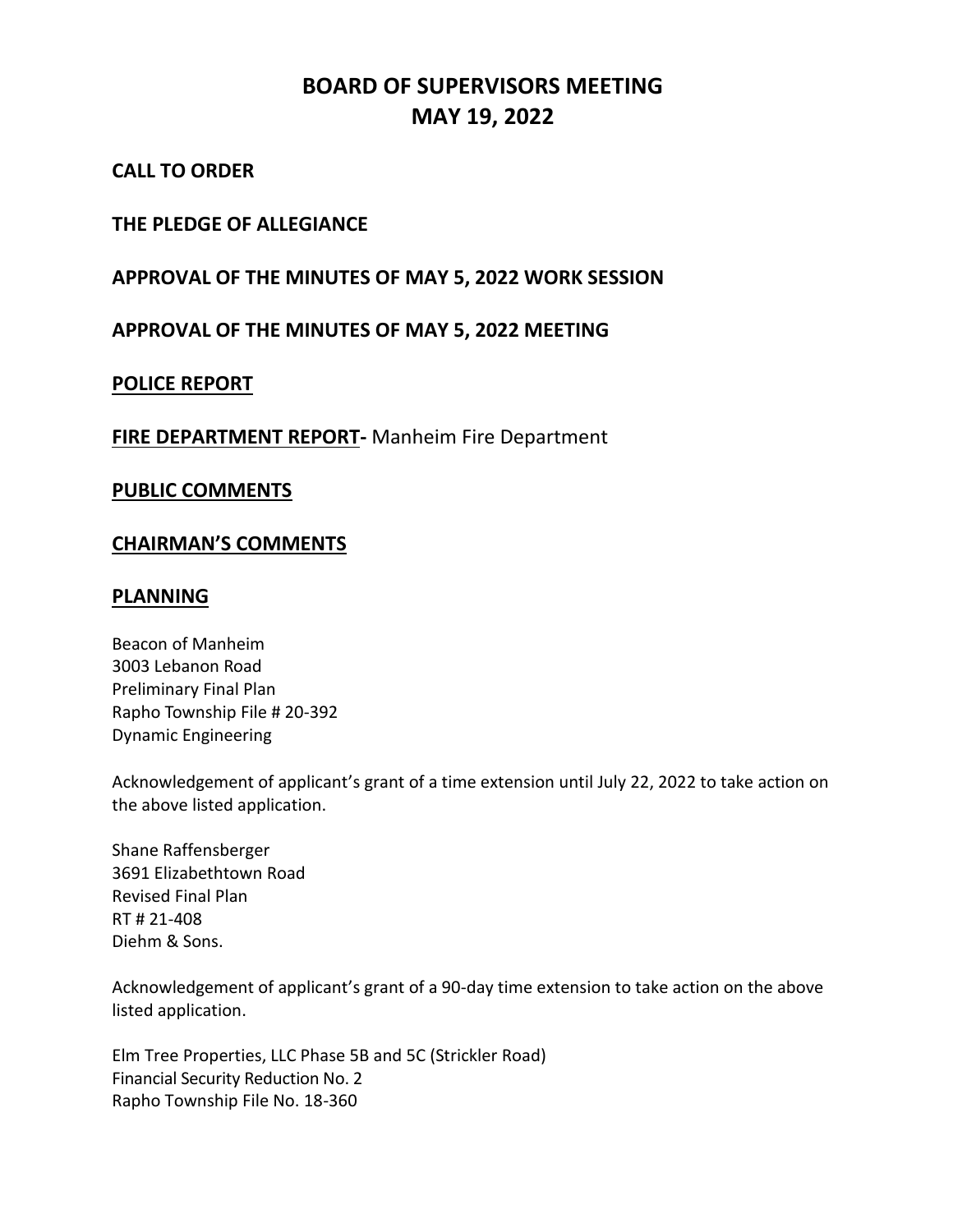# BOARD OF SUPERVISORS MEETING
# MAY 19, 2022

## CALL TO ORDER

## THE PLEDGE OF ALLEGIANCE

## APPROVAL OF THE MINUTES OF MAY 5, 2022 WORK SESSION

## APPROVAL OF THE MINUTES OF MAY 5, 2022 MEETING

## POLICE REPORT

## FIRE DEPARTMENT REPORT- Manheim Fire Department

## PUBLIC COMMENTS

## CHAIRMAN'S COMMENTS

## PLANNING

Beacon of Manheim
3003 Lebanon Road
Preliminary Final Plan
Rapho Township File # 20-392
Dynamic Engineering

Acknowledgement of applicant's grant of a time extension until July 22, 2022 to take action on the above listed application.

Shane Raffensberger
3691 Elizabethtown Road
Revised Final Plan
RT # 21-408
Diehm & Sons.

Acknowledgement of applicant's grant of a 90-day time extension to take action on the above listed application.

Elm Tree Properties, LLC Phase 5B and 5C (Strickler Road)
Financial Security Reduction No. 2
Rapho Township File No. 18-360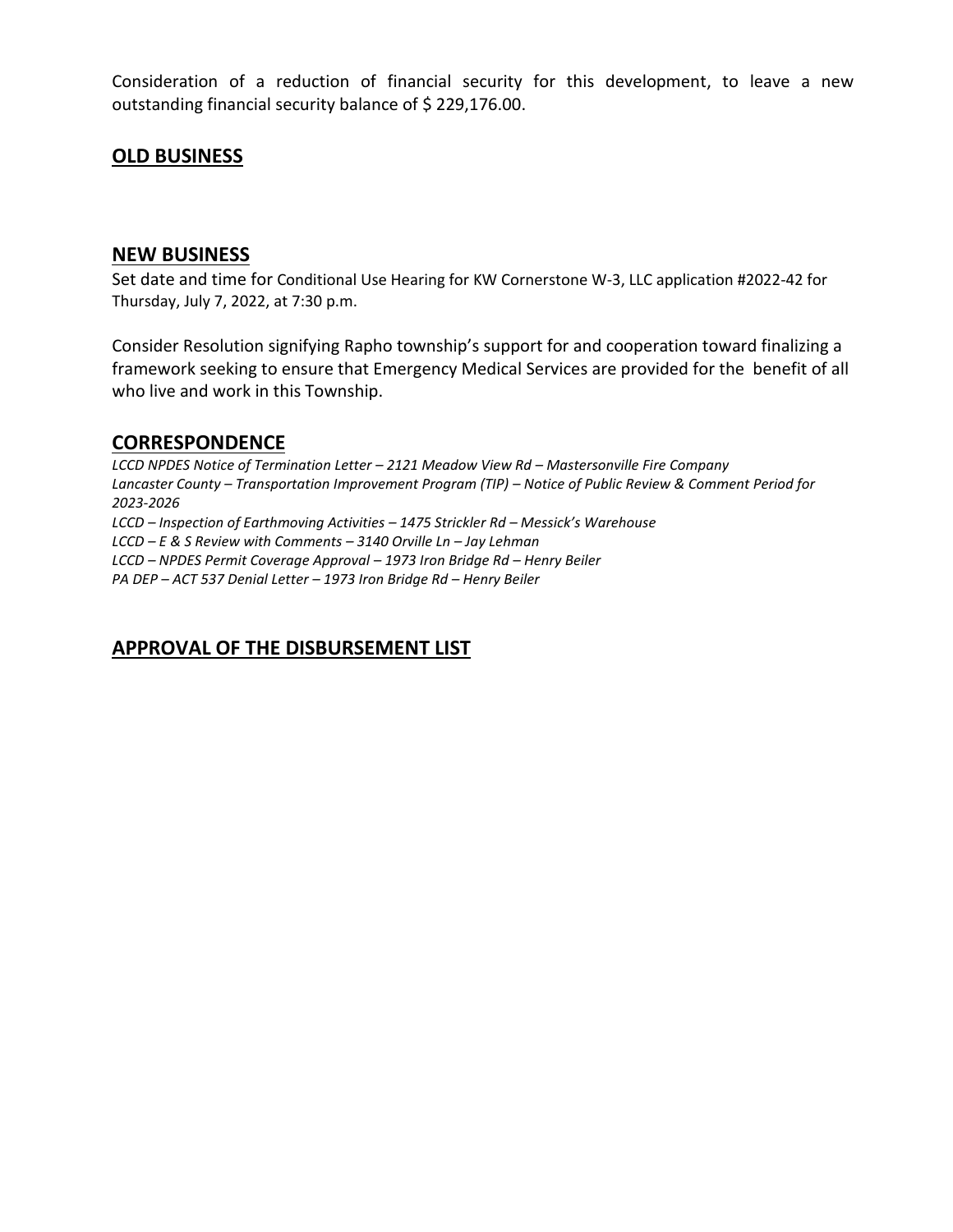Consideration of a reduction of financial security for this development, to leave a new outstanding financial security balance of $ 229,176.00.

## OLD BUSINESS

## NEW BUSINESS

Set date and time for Conditional Use Hearing for KW Cornerstone W-3, LLC application #2022-42 for Thursday, July 7, 2022, at 7:30 p.m.

Consider Resolution signifying Rapho township's support for and cooperation toward finalizing a framework seeking to ensure that Emergency Medical Services are provided for the benefit of all who live and work in this Township.

## CORRESPONDENCE

*LCCD NPDES Notice of Termination Letter – 2121 Meadow View Rd – Mastersonville Fire Company*
*Lancaster County – Transportation Improvement Program (TIP) – Notice of Public Review & Comment Period for 2023-2026*
*LCCD – Inspection of Earthmoving Activities – 1475 Strickler Rd – Messick's Warehouse*
*LCCD – E & S Review with Comments – 3140 Orville Ln – Jay Lehman*
*LCCD – NPDES Permit Coverage Approval – 1973 Iron Bridge Rd – Henry Beiler*
*PA DEP – ACT 537 Denial Letter – 1973 Iron Bridge Rd – Henry Beiler*

## APPROVAL OF THE DISBURSEMENT LIST